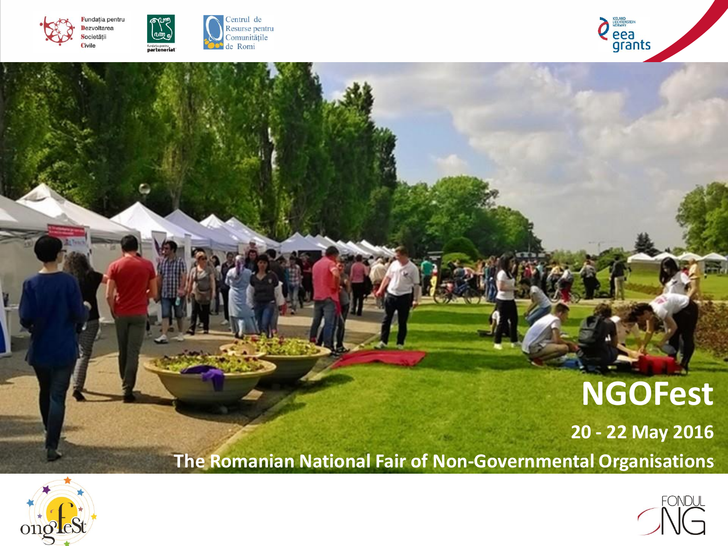Fundația pentru Dezvoltarea Societății Civile

Fundația pentru parteneriat

Centrul de Resurse pentru Comunitățile de Romi

Iceland Liechtenstein Norway eea grants

# NGOFest

**20 - 22 May 2016**

**The Romanian National Fair of Non-Governmental Organisations**

ongfest

FONDUL ONG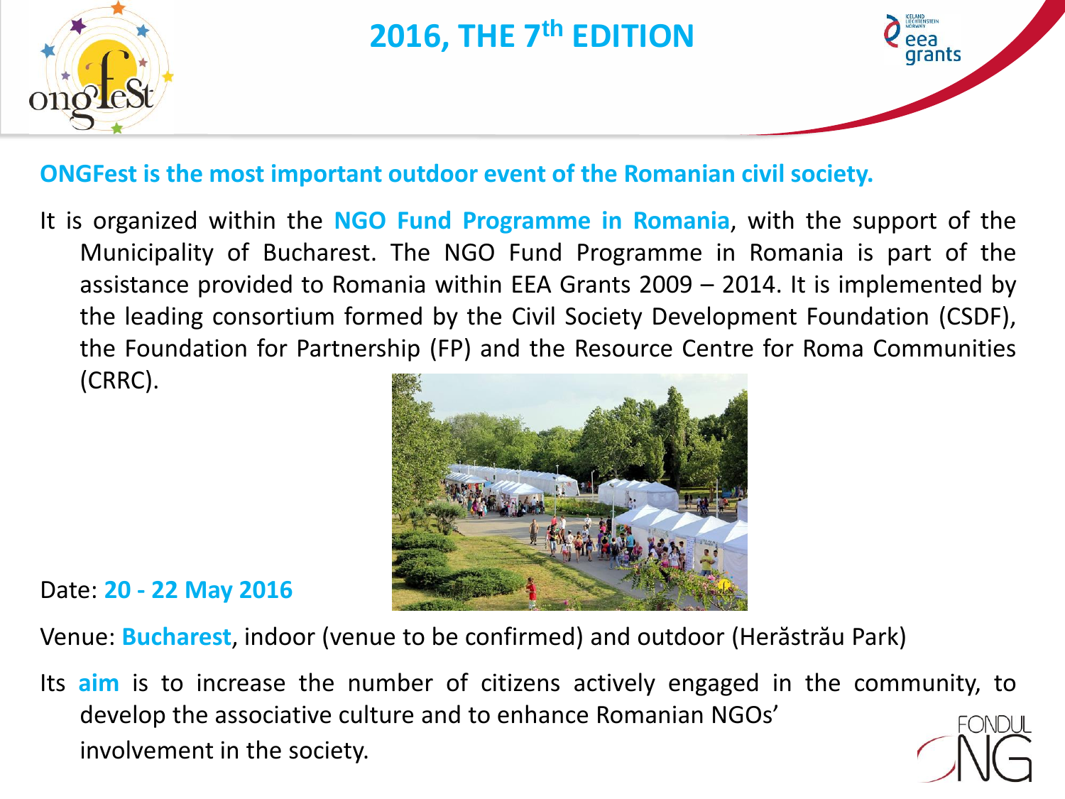# 2016, THE 7th EDITION

**ONGFest is the most important outdoor event of the Romanian civil society.**

It is organized within the **NGO Fund Programme in Romania**, with the support of the Municipality of Bucharest. The NGO Fund Programme in Romania is part of the assistance provided to Romania within EEA Grants 2009 – 2014. It is implemented by the leading consortium formed by the Civil Society Development Foundation (CSDF), the Foundation for Partnership (FP) and the Resource Centre for Roma Communities (CRRC).

Date: **20 - 22 May 2016**

Venue: **Bucharest**, indoor (venue to be confirmed) and outdoor (Herăstrău Park)

Its **aim** is to increase the number of citizens actively engaged in the community, to develop the associative culture and to enhance Romanian NGOs' involvement in the society.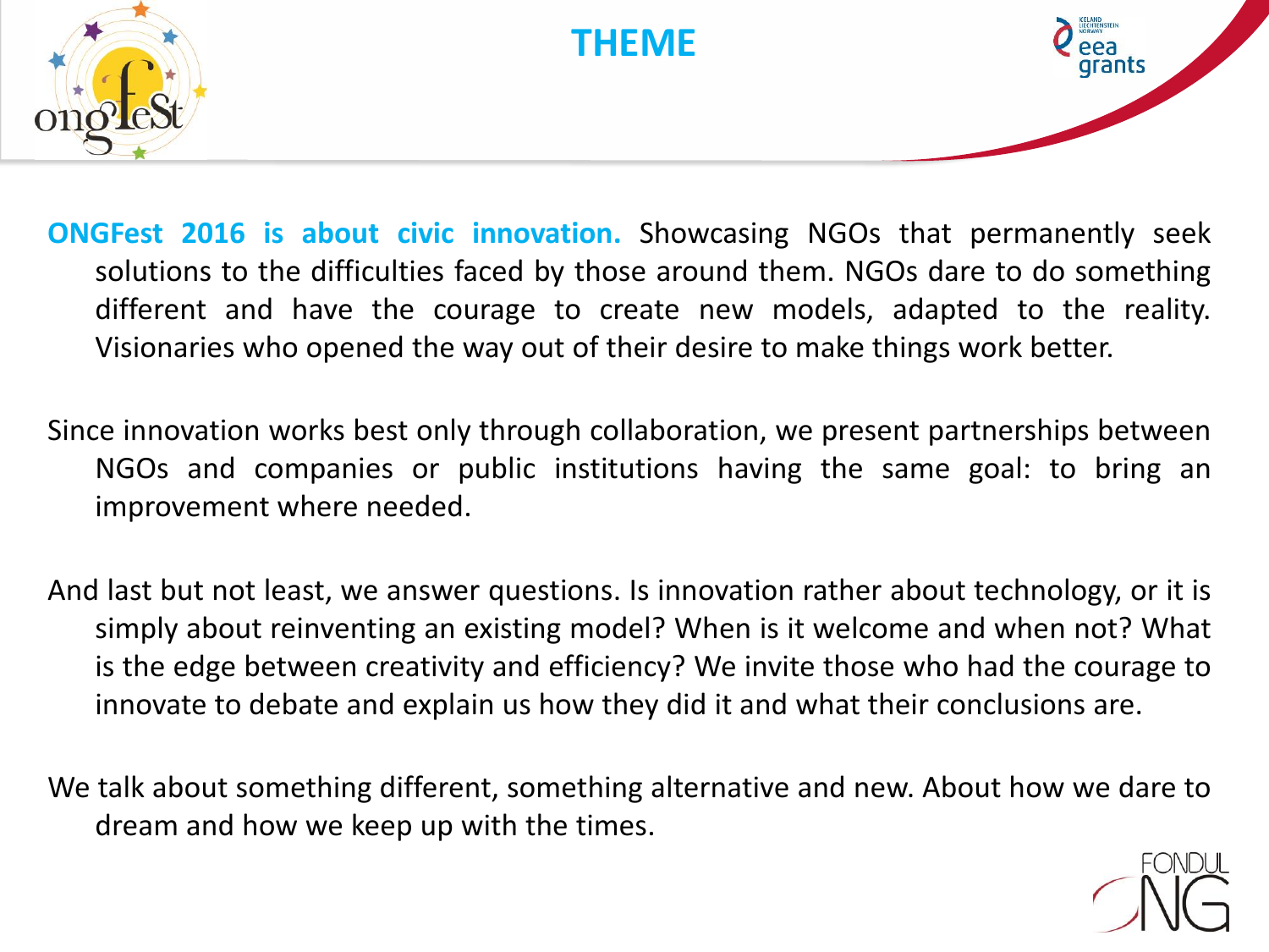# THEME

**ONGFest 2016 is about civic innovation.** Showcasing NGOs that permanently seek solutions to the difficulties faced by those around them. NGOs dare to do something different and have the courage to create new models, adapted to the reality. Visionaries who opened the way out of their desire to make things work better.

Since innovation works best only through collaboration, we present partnerships between NGOs and companies or public institutions having the same goal: to bring an improvement where needed.

And last but not least, we answer questions. Is innovation rather about technology, or it is simply about reinventing an existing model? When is it welcome and when not? What is the edge between creativity and efficiency? We invite those who had the courage to innovate to debate and explain us how they did it and what their conclusions are.

We talk about something different, something alternative and new. About how we dare to dream and how we keep up with the times.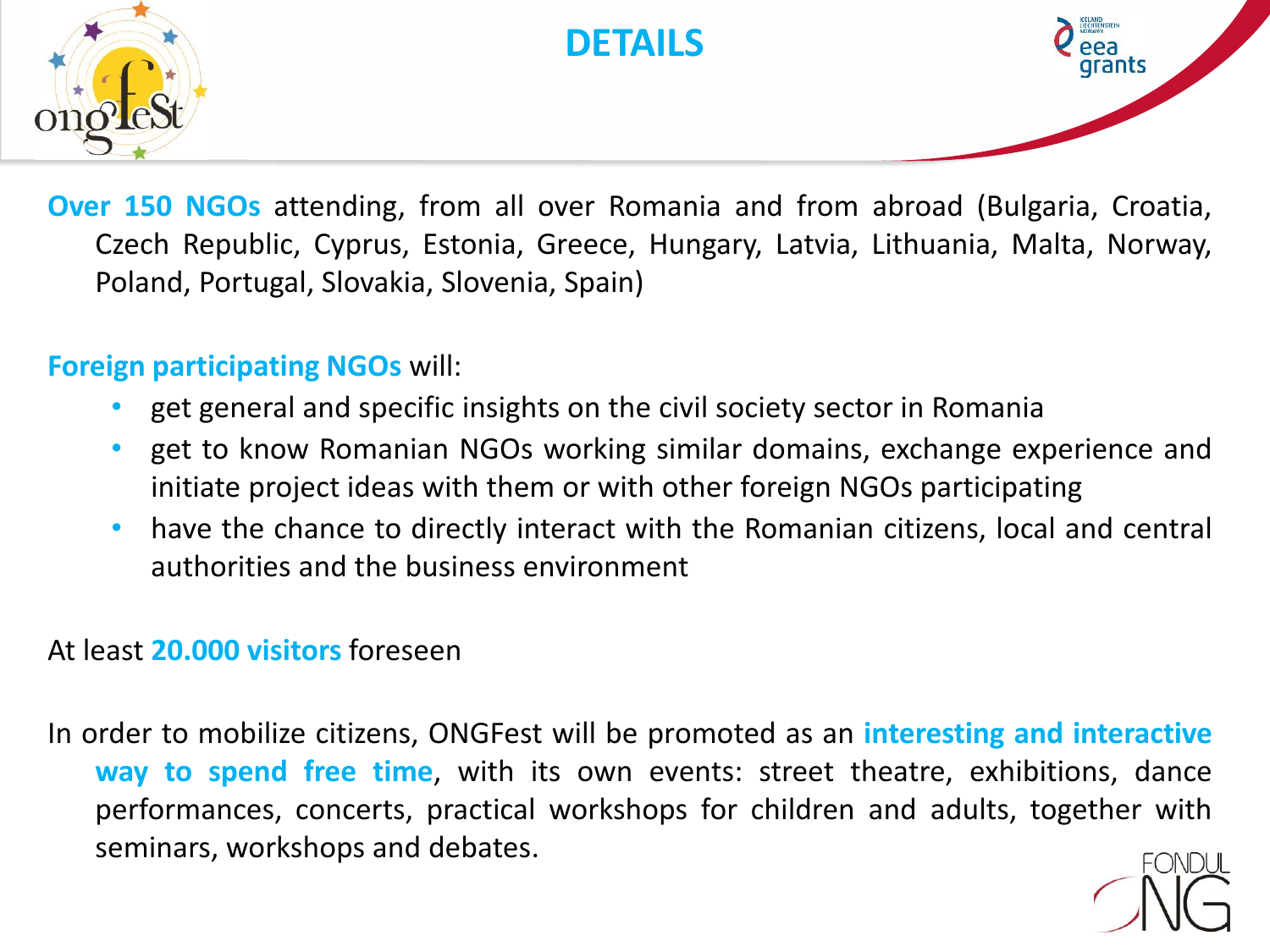# DETAILS

**Over 150 NGOs** attending, from all over Romania and from abroad (Bulgaria, Croatia, Czech Republic, Cyprus, Estonia, Greece, Hungary, Latvia, Lithuania, Malta, Norway, Poland, Portugal, Slovakia, Slovenia, Spain)

**Foreign participating NGOs** will:

- get general and specific insights on the civil society sector in Romania
- get to know Romanian NGOs working similar domains, exchange experience and initiate project ideas with them or with other foreign NGOs participating
- have the chance to directly interact with the Romanian citizens, local and central authorities and the business environment

At least **20.000 visitors** foreseen

In order to mobilize citizens, ONGFest will be promoted as an **interesting and interactive way to spend free time**, with its own events: street theatre, exhibitions, dance performances, concerts, practical workshops for children and adults, together with seminars, workshops and debates.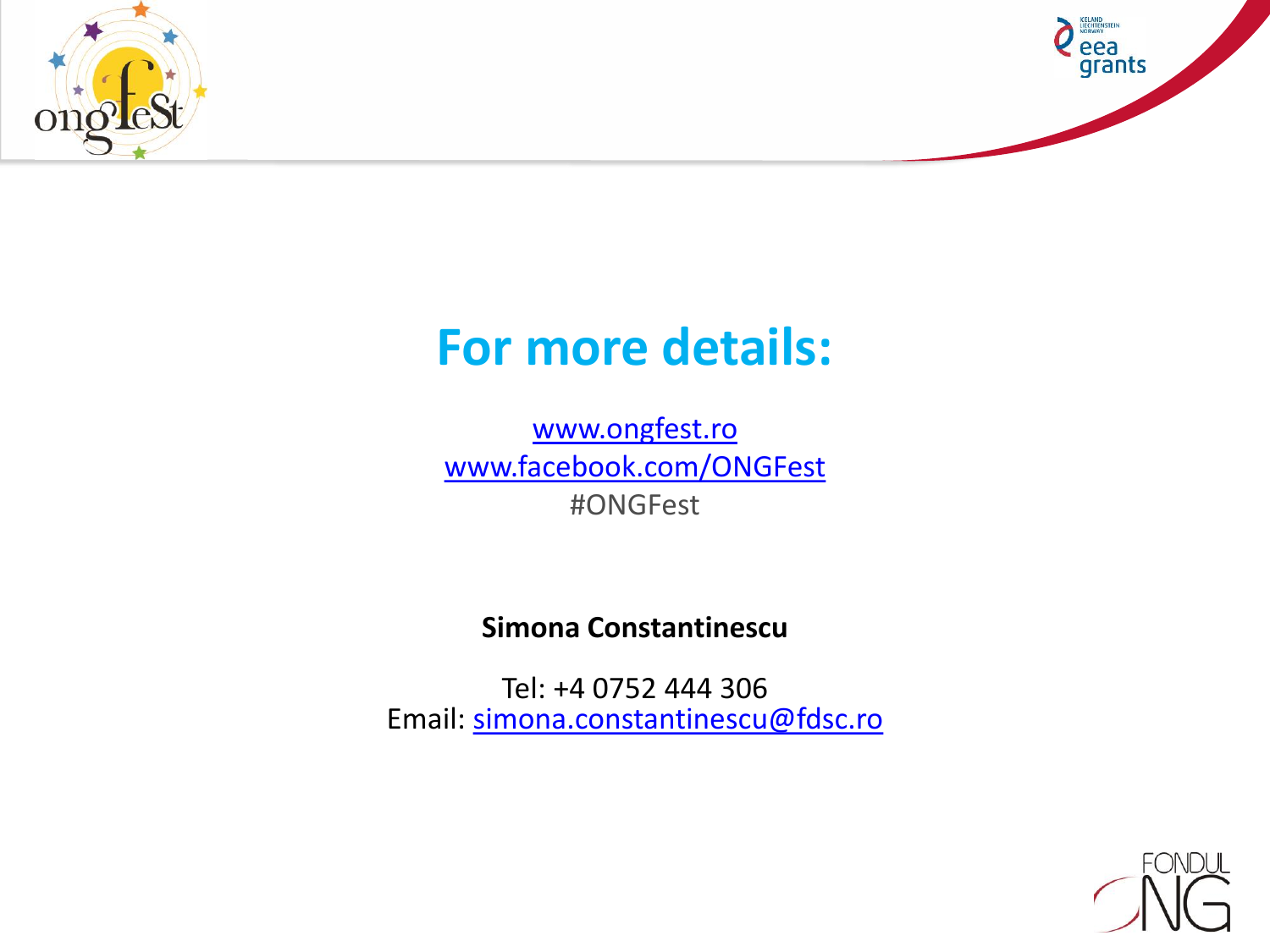# For more details:

www.ongfest.ro
www.facebook.com/ONGFest
#ONGFest

**Simona Constantinescu**

Tel: +4 0752 444 306
Email: simona.constantinescu@fdsc.ro